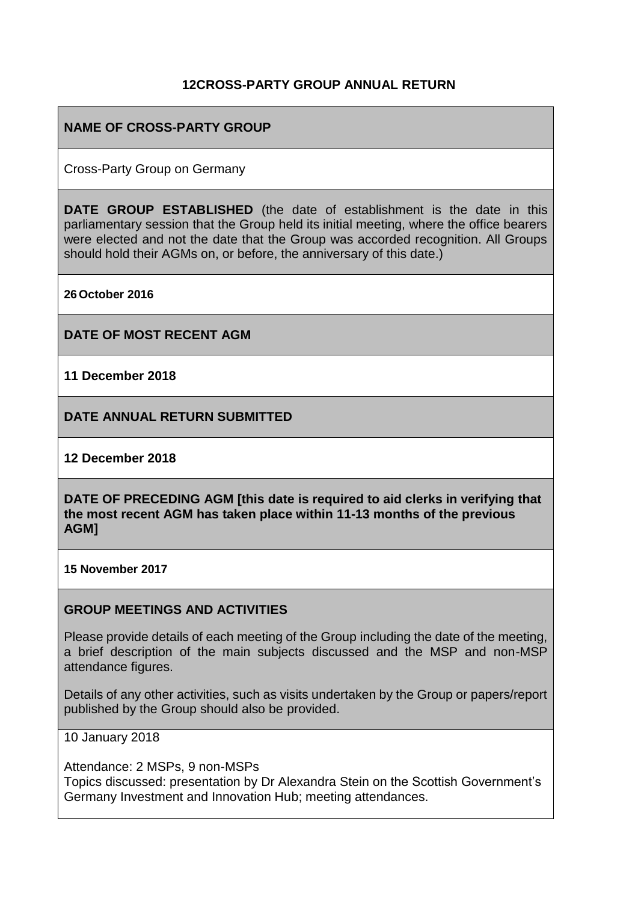# 12CROSS-PARTY GROUP ANNUAL RETURN

**NAME OF CROSS-PARTY GROUP**

Cross-Party Group on Germany

**DATE GROUP ESTABLISHED** (the date of establishment is the date in this parliamentary session that the Group held its initial meeting, where the office bearers were elected and not the date that the Group was accorded recognition. All Groups should hold their AGMs on, or before, the anniversary of this date.)

**26 October 2016**

**DATE OF MOST RECENT AGM**

**11 December 2018**

**DATE ANNUAL RETURN SUBMITTED**

**12 December 2018**

**DATE OF PRECEDING AGM [this date is required to aid clerks in verifying that the most recent AGM has taken place within 11-13 months of the previous AGM]**

**15 November 2017**

**GROUP MEETINGS AND ACTIVITIES**

Please provide details of each meeting of the Group including the date of the meeting, a brief description of the main subjects discussed and the MSP and non-MSP attendance figures.

Details of any other activities, such as visits undertaken by the Group or papers/report published by the Group should also be provided.

10 January 2018

Attendance: 2 MSPs, 9 non-MSPs
Topics discussed: presentation by Dr Alexandra Stein on the Scottish Government's Germany Investment and Innovation Hub; meeting attendances.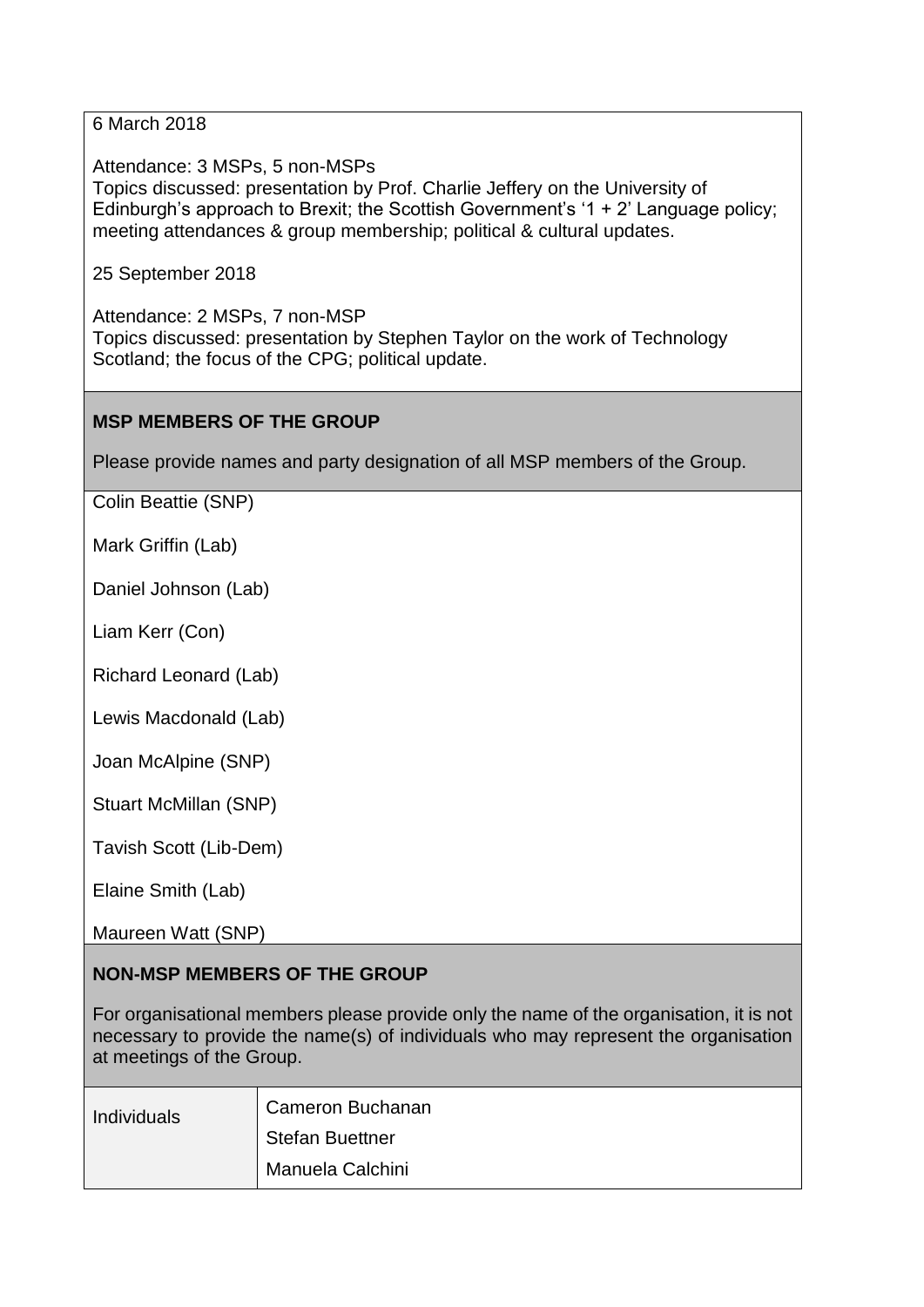6 March 2018

Attendance: 3 MSPs, 5 non-MSPs
Topics discussed: presentation by Prof. Charlie Jeffery on the University of Edinburgh's approach to Brexit; the Scottish Government's '1 + 2' Language policy; meeting attendances & group membership; political & cultural updates.

25 September 2018

Attendance: 2 MSPs, 7 non-MSP
Topics discussed: presentation by Stephen Taylor on the work of Technology Scotland; the focus of the CPG; political update.

**MSP MEMBERS OF THE GROUP**

Please provide names and party designation of all MSP members of the Group.

Colin Beattie (SNP)

Mark Griffin (Lab)

Daniel Johnson (Lab)

Liam Kerr (Con)

Richard Leonard (Lab)

Lewis Macdonald (Lab)

Joan McAlpine (SNP)

Stuart McMillan (SNP)

Tavish Scott (Lib-Dem)

Elaine Smith (Lab)

Maureen Watt (SNP)

**NON-MSP MEMBERS OF THE GROUP**

For organisational members please provide only the name of the organisation, it is not necessary to provide the name(s) of individuals who may represent the organisation at meetings of the Group.

| Individuals | Cameron Buchanan<br>Stefan Buettner<br>Manuela Calchini |
| --- | --- |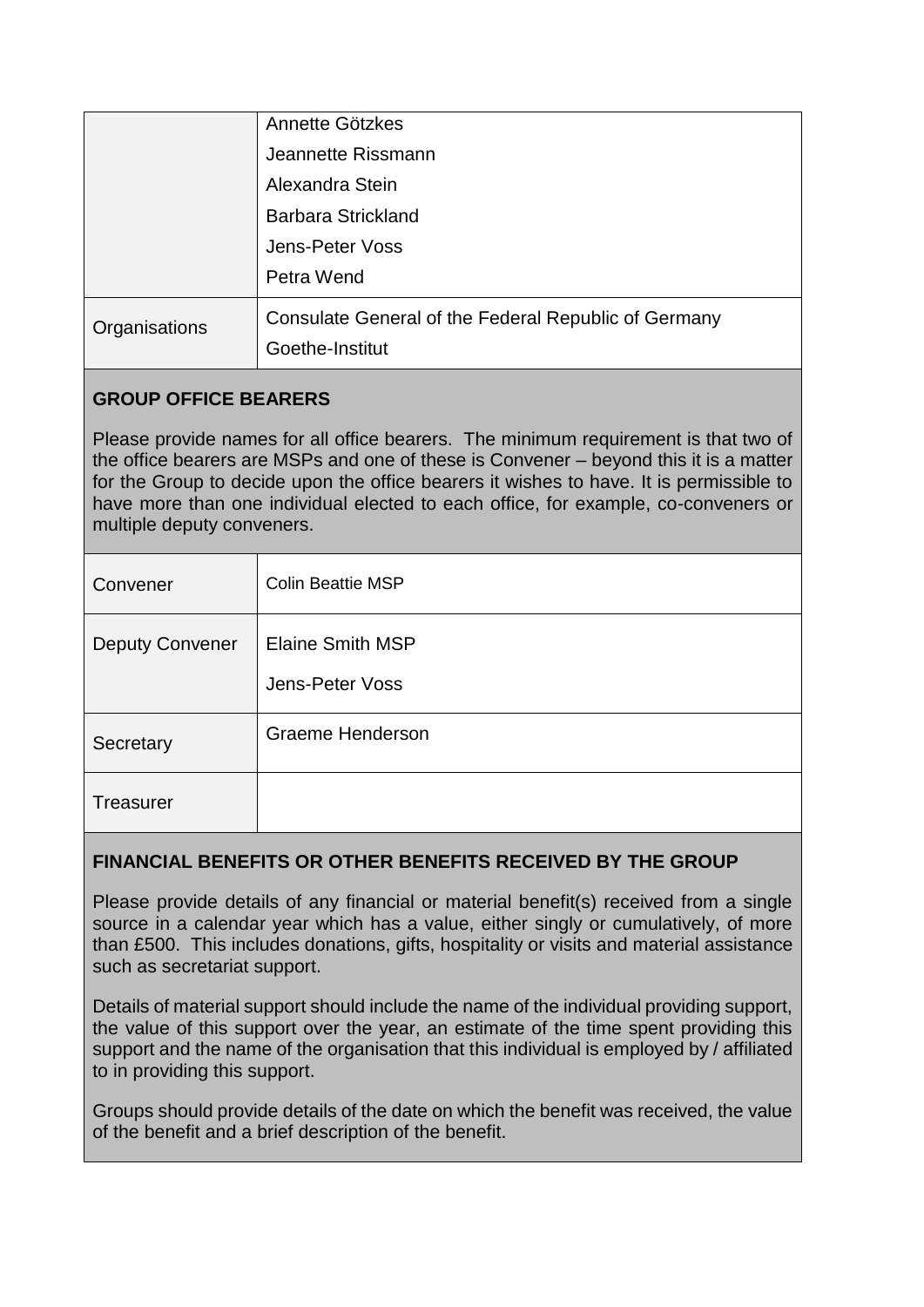| | |
|---|---|
| | Annette Götzkes<br>Jeannette Rissmann<br>Alexandra Stein<br>Barbara Strickland<br>Jens-Peter Voss<br>Petra Wend |
| Organisations | Consulate General of the Federal Republic of Germany<br>Goethe-Institut |

## GROUP OFFICE BEARERS

Please provide names for all office bearers. The minimum requirement is that two of the office bearers are MSPs and one of these is Convener – beyond this it is a matter for the Group to decide upon the office bearers it wishes to have. It is permissible to have more than one individual elected to each office, for example, co-conveners or multiple deputy conveners.

| | |
|---|---|
| Convener | Colin Beattie MSP |
| Deputy Convener | Elaine Smith MSP<br>Jens-Peter Voss |
| Secretary | Graeme Henderson |
| Treasurer | |

## FINANCIAL BENEFITS OR OTHER BENEFITS RECEIVED BY THE GROUP

Please provide details of any financial or material benefit(s) received from a single source in a calendar year which has a value, either singly or cumulatively, of more than £500. This includes donations, gifts, hospitality or visits and material assistance such as secretariat support.

Details of material support should include the name of the individual providing support, the value of this support over the year, an estimate of the time spent providing this support and the name of the organisation that this individual is employed by / affiliated to in providing this support.

Groups should provide details of the date on which the benefit was received, the value of the benefit and a brief description of the benefit.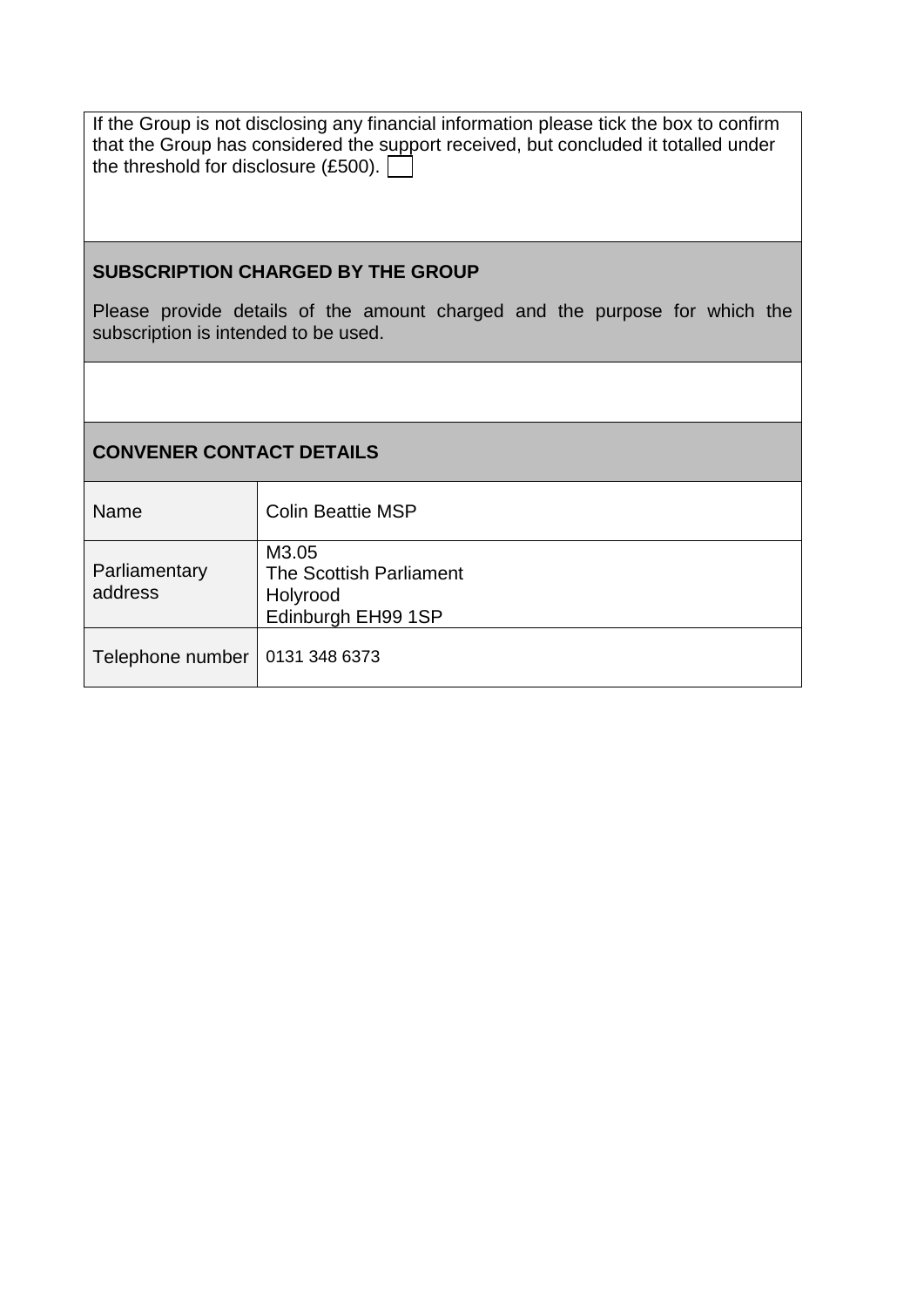If the Group is not disclosing any financial information please tick the box to confirm that the Group has considered the support received, but concluded it totalled under the threshold for disclosure (£500). ☐

**SUBSCRIPTION CHARGED BY THE GROUP**

Please provide details of the amount charged and the purpose for which the subscription is intended to be used.

**CONVENER CONTACT DETAILS**

| | |
|---|---|
| Name | Colin Beattie MSP |
| Parliamentary address | M3.05<br>The Scottish Parliament<br>Holyrood<br>Edinburgh EH99 1SP |
| Telephone number | 0131 348 6373 |